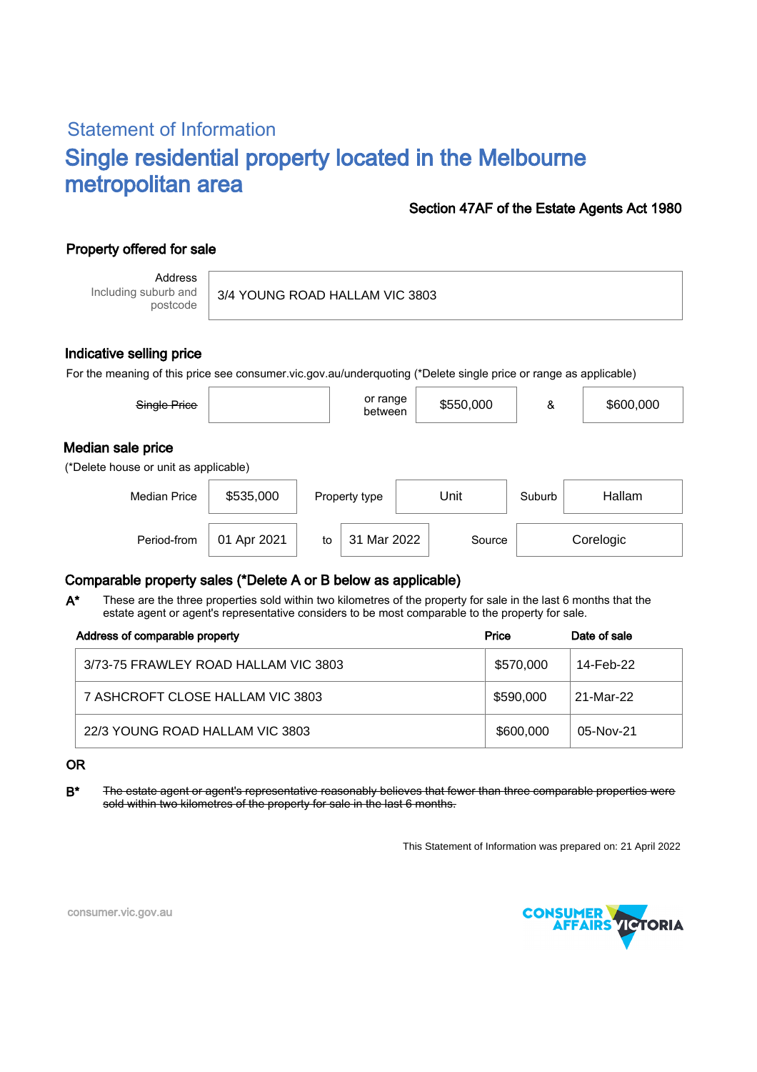## Statement of Information

# Single residential property located in the Melbourne metropolitan area

**Section 47AF of the Estate Agents Act 1980**

### Property offered for sale

| Address Including suburb and postcode | 3/4 YOUNG ROAD HALLAM VIC 3803 |
|---|---|

### Indicative selling price

For the meaning of this price see consumer.vic.gov.au/underquoting (*Delete single price or range as applicable)

| ~~Single Price~~ | | or range between | $550,000 | & | $600,000 |
|---|---|---|---|---|---|

### Median sale price

(*Delete house or unit as applicable)

| Median Price | $535,000 | Property type | Unit | Suburb | Hallam |
|---|---|---|---|---|---|
| Period-from | 01 Apr 2021 | to | 31 Mar 2022 | Source | Corelogic |

### Comparable property sales (*Delete A or B below as applicable)

**A*** These are the three properties sold within two kilometres of the property for sale in the last 6 months that the estate agent or agent's representative considers to be most comparable to the property for sale.

| Address of comparable property | Price | Date of sale |
|---|---|---|
| 3/73-75 FRAWLEY ROAD HALLAM VIC 3803 | $570,000 | 14-Feb-22 |
| 7 ASHCROFT CLOSE HALLAM VIC 3803 | $590,000 | 21-Mar-22 |
| 22/3 YOUNG ROAD HALLAM VIC 3803 | $600,000 | 05-Nov-21 |

**OR**

**B*** ~~The estate agent or agent's representative reasonably believes that fewer than three comparable properties were sold within two kilometres of the property for sale in the last 6 months.~~

This Statement of Information was prepared on: 21 April 2022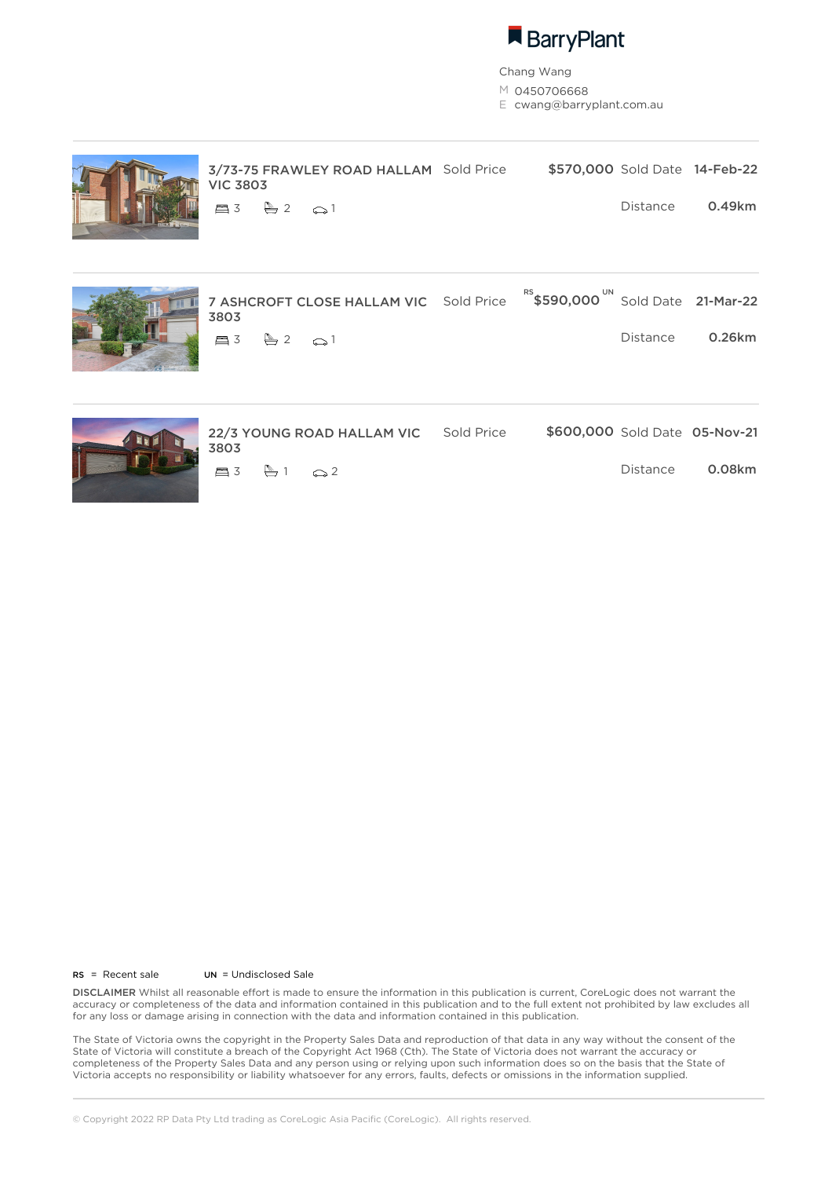BarryPlant

Chang Wang
M 0450706668
E cwang@barryplant.com.au

| | | | | |
|---|---|---|---|---|
| **3/73-75 FRAWLEY ROAD HALLAM VIC 3803**<br>3 bed, 2 bath, 1 car | Sold Price | **$570,000** | Sold Date | **14-Feb-22** |
| | | | Distance | **0.49km** |
| **7 ASHCROFT CLOSE HALLAM VIC 3803**<br>3 bed, 2 bath, 1 car | Sold Price | RS **$590,000** UN | Sold Date | **21-Mar-22** |
| | | | Distance | **0.26km** |
| **22/3 YOUNG ROAD HALLAM VIC 3803**<br>3 bed, 1 bath, 2 car | Sold Price | **$600,000** | Sold Date | **05-Nov-21** |
| | | | Distance | **0.08km** |

**RS** = Recent sale **UN** = Undisclosed Sale

**DISCLAIMER** Whilst all reasonable effort is made to ensure the information in this publication is current, CoreLogic does not warrant the accuracy or completeness of the data and information contained in this publication and to the full extent not prohibited by law excludes all for any loss or damage arising in connection with the data and information contained in this publication.

The State of Victoria owns the copyright in the Property Sales Data and reproduction of that data in any way without the consent of the State of Victoria will constitute a breach of the Copyright Act 1968 (Cth). The State of Victoria does not warrant the accuracy or completeness of the Property Sales Data and any person using or relying upon such information does so on the basis that the State of Victoria accepts no responsibility or liability whatsoever for any errors, faults, defects or omissions in the information supplied.

© Copyright 2022 RP Data Pty Ltd trading as CoreLogic Asia Pacific (CoreLogic). All rights reserved.